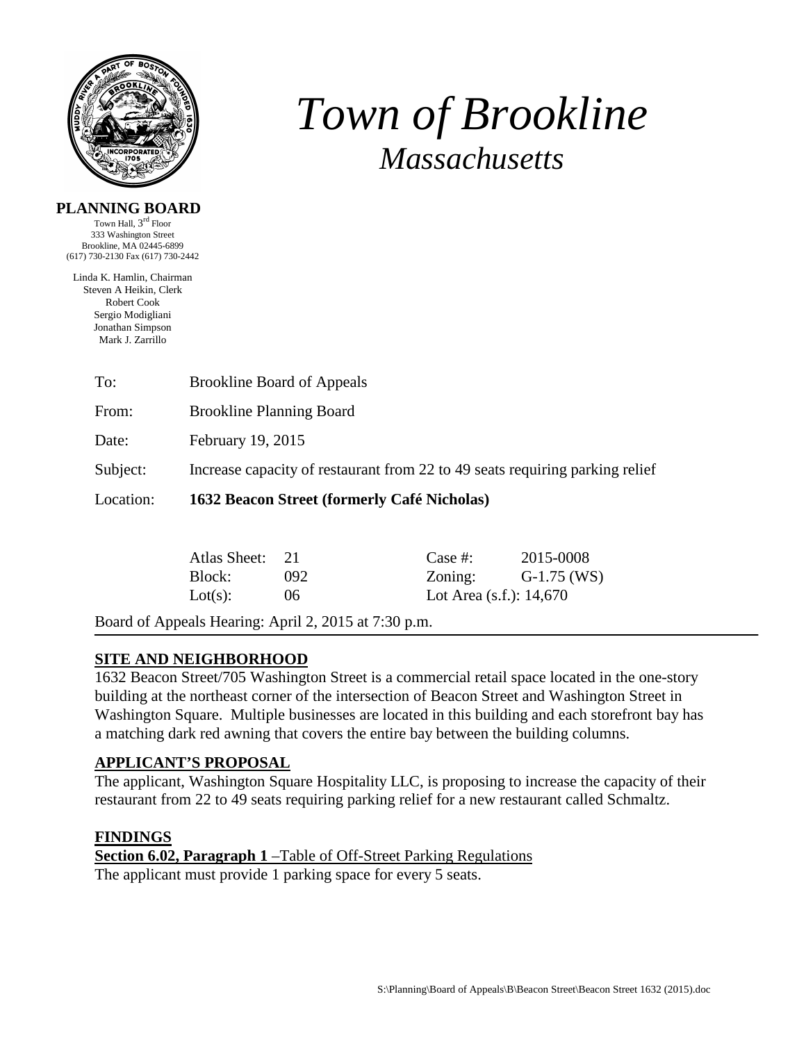# *Town of Brookline*

## *Massachusetts*

**PLANNING BOARD**

Town Hall, 3rd Floor
333 Washington Street
Brookline, MA 02445-6899
(617) 730-2130 Fax (617) 730-2442

Linda K. Hamlin, Chairman
Steven A Heikin, Clerk
Robert Cook
Sergio Modigliani
Jonathan Simpson
Mark J. Zarrillo

| | |
|---|---|
| To: | Brookline Board of Appeals |
| From: | Brookline Planning Board |
| Date: | February 19, 2015 |
| Subject: | Increase capacity of restaurant from 22 to 49 seats requiring parking relief |
| Location: | **1632 Beacon Street (formerly Café Nicholas)** |

| | | | |
|---|---|---|---|
| Atlas Sheet: | 21 | Case #: | 2015-0008 |
| Block: | 092 | Zoning: | G-1.75 (WS) |
| Lot(s): | 06 | Lot Area (s.f.): | 14,670 |

Board of Appeals Hearing: April 2, 2015 at 7:30 p.m.

## SITE AND NEIGHBORHOOD

1632 Beacon Street/705 Washington Street is a commercial retail space located in the one-story building at the northeast corner of the intersection of Beacon Street and Washington Street in Washington Square. Multiple businesses are located in this building and each storefront bay has a matching dark red awning that covers the entire bay between the building columns.

## APPLICANT'S PROPOSAL

The applicant, Washington Square Hospitality LLC, is proposing to increase the capacity of their restaurant from 22 to 49 seats requiring parking relief for a new restaurant called Schmaltz.

## FINDINGS

**Section 6.02, Paragraph 1** –Table of Off-Street Parking Regulations

The applicant must provide 1 parking space for every 5 seats.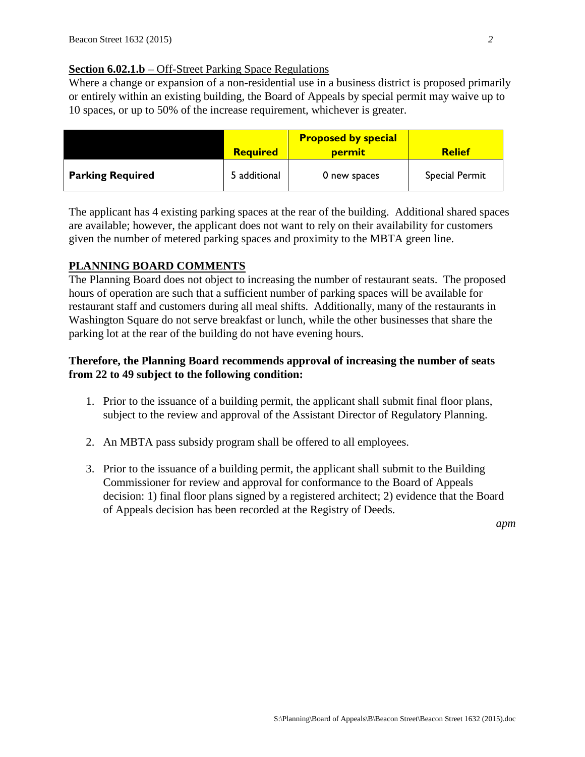**Section 6.02.1.b** – Off-Street Parking Space Regulations

Where a change or expansion of a non-residential use in a business district is proposed primarily or entirely within an existing building, the Board of Appeals by special permit may waive up to 10 spaces, or up to 50% of the increase requirement, whichever is greater.

| | Required | Proposed by special permit | Relief |
|---|---|---|---|
| **Parking Required** | 5 additional | 0 new spaces | Special Permit |

The applicant has 4 existing parking spaces at the rear of the building. Additional shared spaces are available; however, the applicant does not want to rely on their availability for customers given the number of metered parking spaces and proximity to the MBTA green line.

## PLANNING BOARD COMMENTS

The Planning Board does not object to increasing the number of restaurant seats. The proposed hours of operation are such that a sufficient number of parking spaces will be available for restaurant staff and customers during all meal shifts. Additionally, many of the restaurants in Washington Square do not serve breakfast or lunch, while the other businesses that share the parking lot at the rear of the building do not have evening hours.

**Therefore, the Planning Board recommends approval of increasing the number of seats from 22 to 49 subject to the following condition:**

1. Prior to the issuance of a building permit, the applicant shall submit final floor plans, subject to the review and approval of the Assistant Director of Regulatory Planning.

2. An MBTA pass subsidy program shall be offered to all employees.

3. Prior to the issuance of a building permit, the applicant shall submit to the Building Commissioner for review and approval for conformance to the Board of Appeals decision: 1) final floor plans signed by a registered architect; 2) evidence that the Board of Appeals decision has been recorded at the Registry of Deeds.

*apm*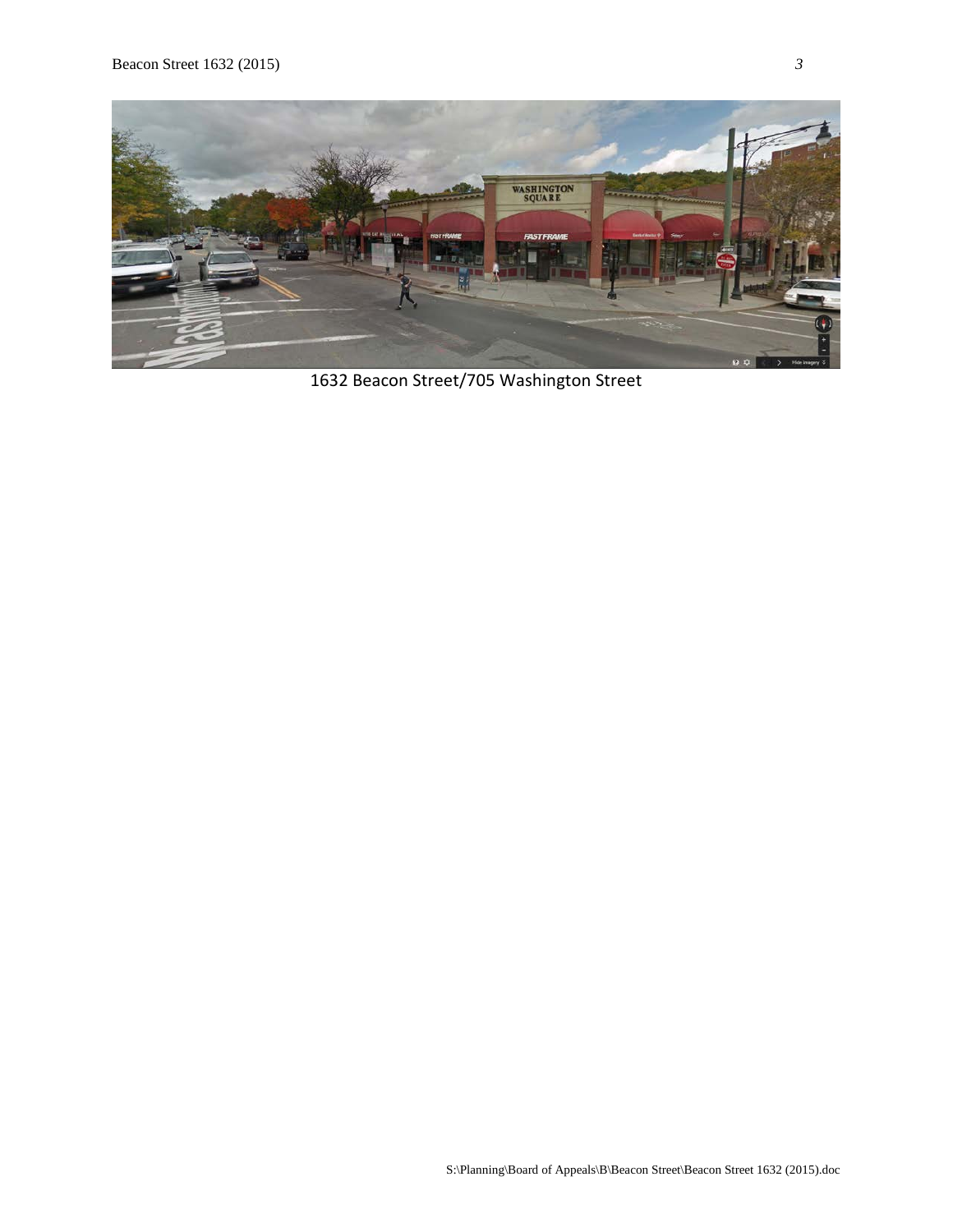1632 Beacon Street/705 Washington Street